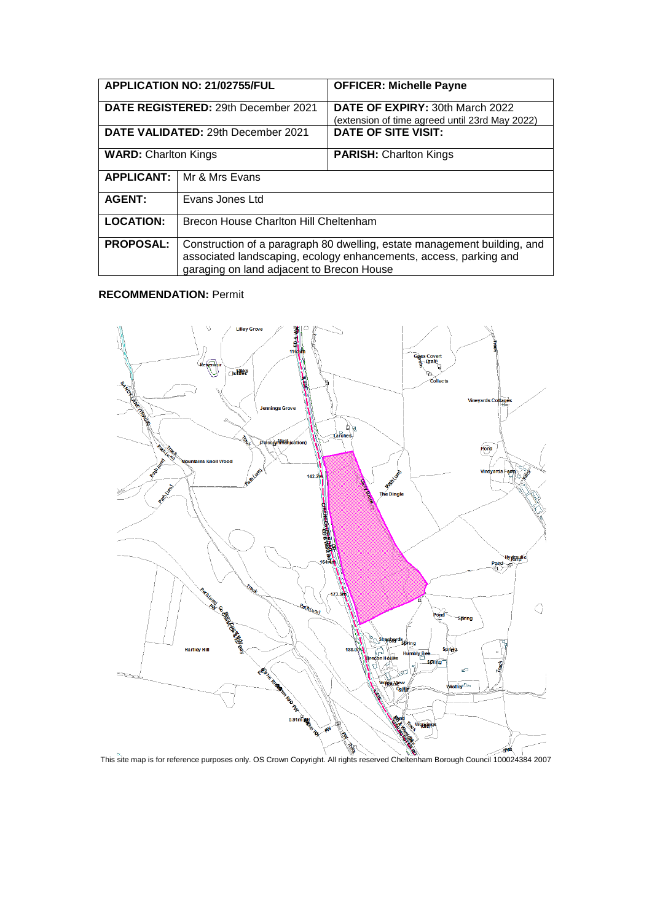| APPLICATION NO: 21/02755/FUL | | OFFICER: Michelle Payne |
|---|---|---|
| DATE REGISTERED: 29th December 2021 | | DATE OF EXPIRY: 30th March 2022 (extension of time agreed until 23rd May 2022) |
| DATE VALIDATED: 29th December 2021 | | DATE OF SITE VISIT: |
| WARD: Charlton Kings | | PARISH: Charlton Kings |
| APPLICANT: | Mr & Mrs Evans | |
| AGENT: | Evans Jones Ltd | |
| LOCATION: | Brecon House Charlton Hill Cheltenham | |
| PROPOSAL: | Construction of a paragraph 80 dwelling, estate management building, and associated landscaping, ecology enhancements, access, parking and garaging on land adjacent to Brecon House | |

**RECOMMENDATION:** Permit

This site map is for reference purposes only. OS Crown Copyright. All rights reserved Cheltenham Borough Council 100024384 2007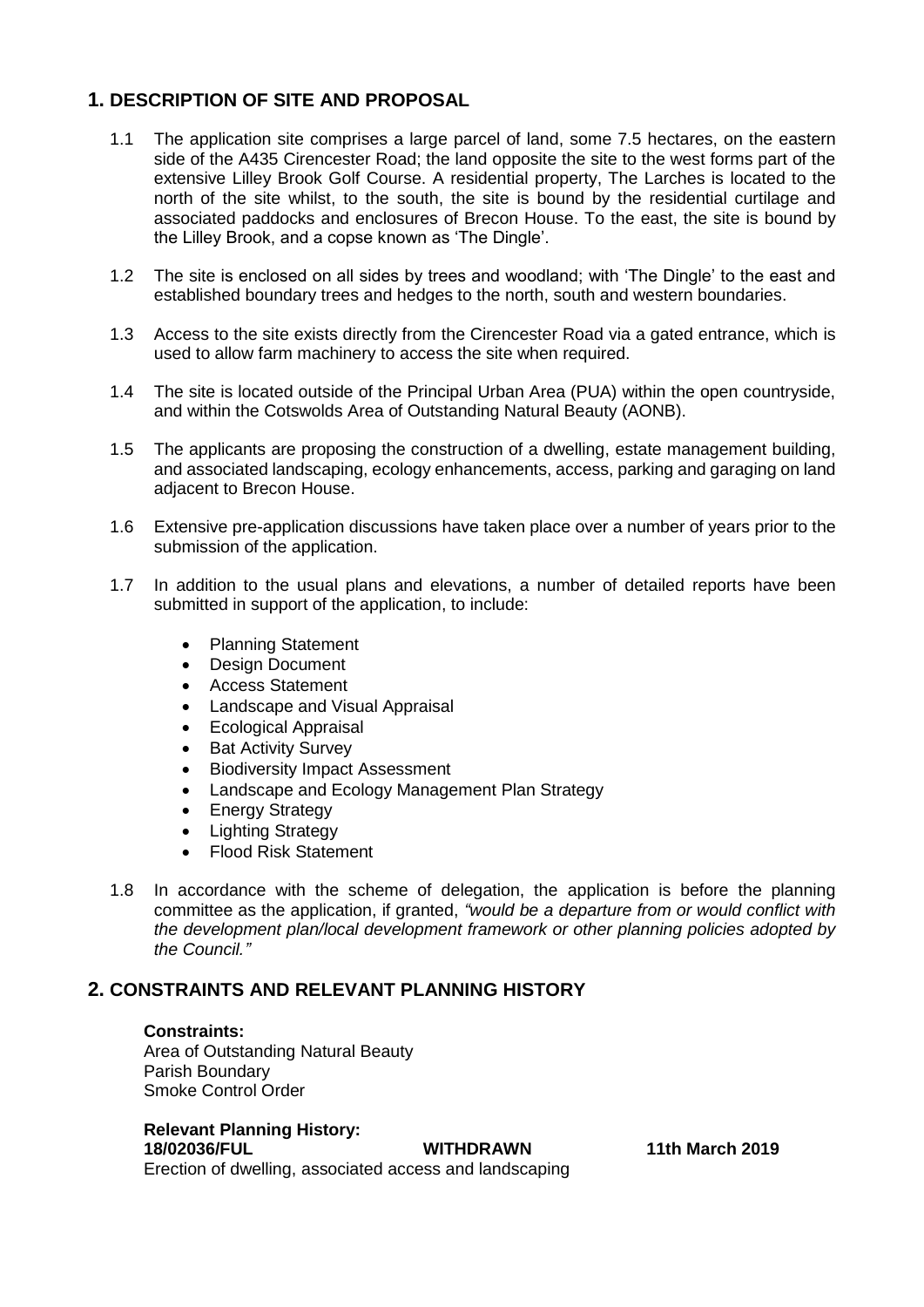## 1. DESCRIPTION OF SITE AND PROPOSAL

1.1 The application site comprises a large parcel of land, some 7.5 hectares, on the eastern side of the A435 Cirencester Road; the land opposite the site to the west forms part of the extensive Lilley Brook Golf Course. A residential property, The Larches is located to the north of the site whilst, to the south, the site is bound by the residential curtilage and associated paddocks and enclosures of Brecon House. To the east, the site is bound by the Lilley Brook, and a copse known as 'The Dingle'.

1.2 The site is enclosed on all sides by trees and woodland; with 'The Dingle' to the east and established boundary trees and hedges to the north, south and western boundaries.

1.3 Access to the site exists directly from the Cirencester Road via a gated entrance, which is used to allow farm machinery to access the site when required.

1.4 The site is located outside of the Principal Urban Area (PUA) within the open countryside, and within the Cotswolds Area of Outstanding Natural Beauty (AONB).

1.5 The applicants are proposing the construction of a dwelling, estate management building, and associated landscaping, ecology enhancements, access, parking and garaging on land adjacent to Brecon House.

1.6 Extensive pre-application discussions have taken place over a number of years prior to the submission of the application.

1.7 In addition to the usual plans and elevations, a number of detailed reports have been submitted in support of the application, to include:

- Planning Statement
- Design Document
- Access Statement
- Landscape and Visual Appraisal
- Ecological Appraisal
- Bat Activity Survey
- Biodiversity Impact Assessment
- Landscape and Ecology Management Plan Strategy
- Energy Strategy
- Lighting Strategy
- Flood Risk Statement

1.8 In accordance with the scheme of delegation, the application is before the planning committee as the application, if granted, *"would be a departure from or would conflict with the development plan/local development framework or other planning policies adopted by the Council."*

## 2. CONSTRAINTS AND RELEVANT PLANNING HISTORY

**Constraints:**
Area of Outstanding Natural Beauty
Parish Boundary
Smoke Control Order

**Relevant Planning History:**

**18/02036/FUL** **WITHDRAWN** **11th March 2019**
Erection of dwelling, associated access and landscaping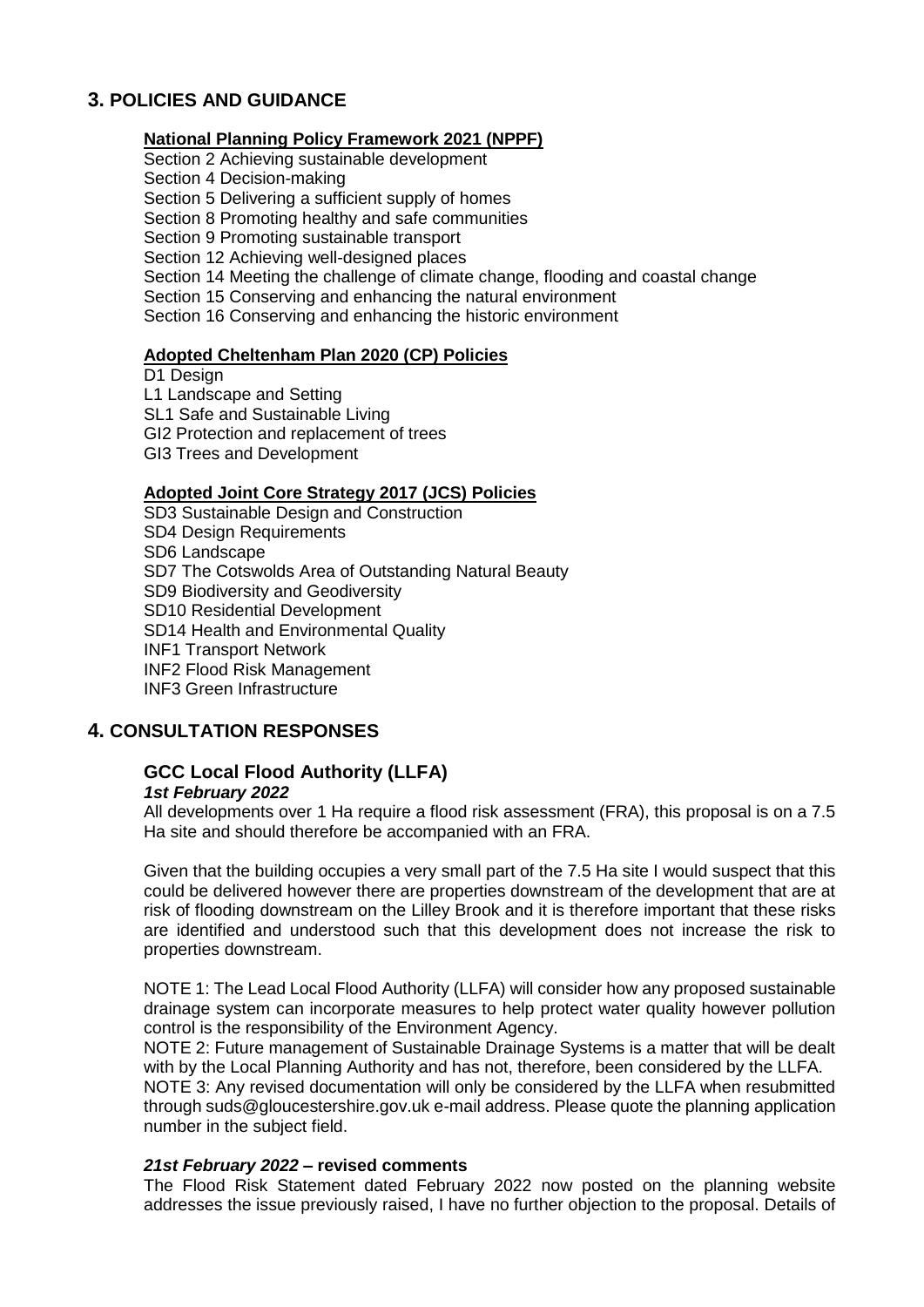## 3. POLICIES AND GUIDANCE

**National Planning Policy Framework 2021 (NPPF)**

Section 2 Achieving sustainable development
Section 4 Decision-making
Section 5 Delivering a sufficient supply of homes
Section 8 Promoting healthy and safe communities
Section 9 Promoting sustainable transport
Section 12 Achieving well-designed places
Section 14 Meeting the challenge of climate change, flooding and coastal change
Section 15 Conserving and enhancing the natural environment
Section 16 Conserving and enhancing the historic environment

**Adopted Cheltenham Plan 2020 (CP) Policies**

D1 Design
L1 Landscape and Setting
SL1 Safe and Sustainable Living
GI2 Protection and replacement of trees
GI3 Trees and Development

**Adopted Joint Core Strategy 2017 (JCS) Policies**

SD3 Sustainable Design and Construction
SD4 Design Requirements
SD6 Landscape
SD7 The Cotswolds Area of Outstanding Natural Beauty
SD9 Biodiversity and Geodiversity
SD10 Residential Development
SD14 Health and Environmental Quality
INF1 Transport Network
INF2 Flood Risk Management
INF3 Green Infrastructure

## 4. CONSULTATION RESPONSES

### GCC Local Flood Authority (LLFA)

***1st February 2022***

All developments over 1 Ha require a flood risk assessment (FRA), this proposal is on a 7.5 Ha site and should therefore be accompanied with an FRA.

Given that the building occupies a very small part of the 7.5 Ha site I would suspect that this could be delivered however there are properties downstream of the development that are at risk of flooding downstream on the Lilley Brook and it is therefore important that these risks are identified and understood such that this development does not increase the risk to properties downstream.

NOTE 1: The Lead Local Flood Authority (LLFA) will consider how any proposed sustainable drainage system can incorporate measures to help protect water quality however pollution control is the responsibility of the Environment Agency.
NOTE 2: Future management of Sustainable Drainage Systems is a matter that will be dealt with by the Local Planning Authority and has not, therefore, been considered by the LLFA.
NOTE 3: Any revised documentation will only be considered by the LLFA when resubmitted through suds@gloucestershire.gov.uk e-mail address. Please quote the planning application number in the subject field.

***21st February 2022* – revised comments**

The Flood Risk Statement dated February 2022 now posted on the planning website addresses the issue previously raised, I have no further objection to the proposal. Details of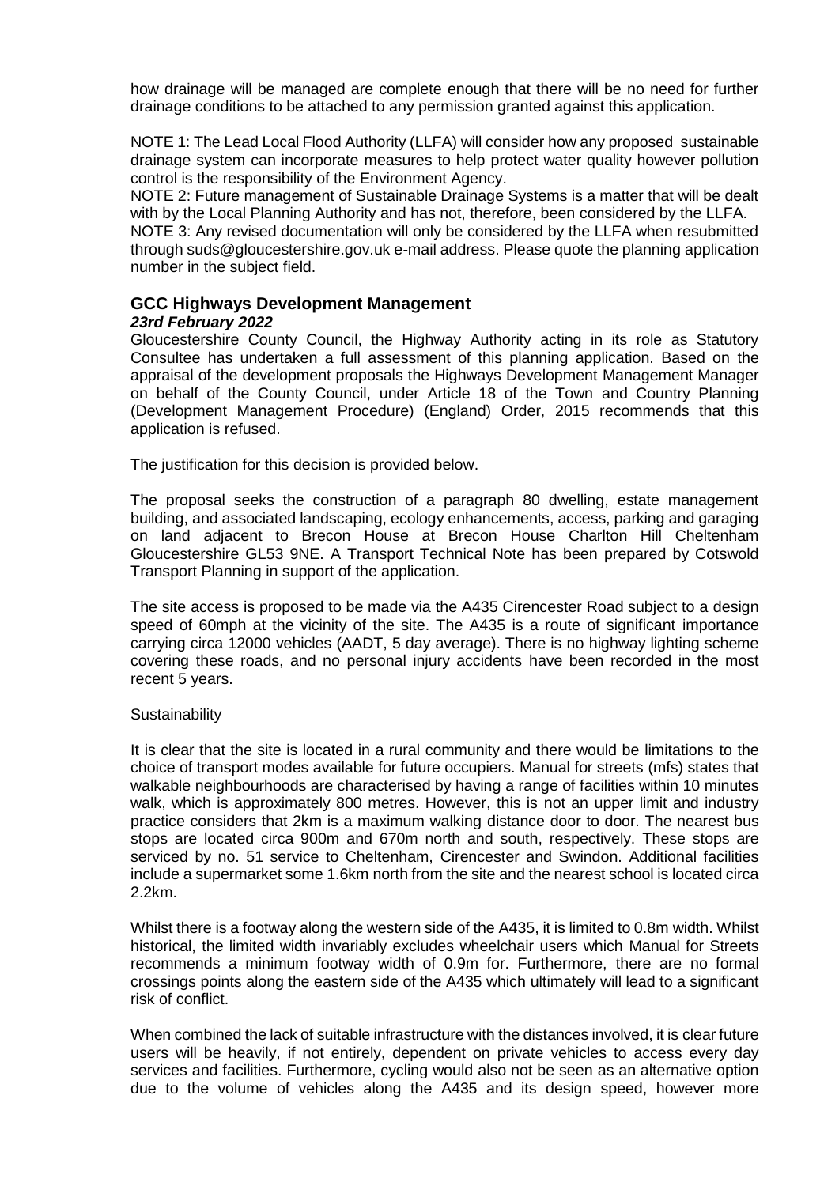how drainage will be managed are complete enough that there will be no need for further drainage conditions to be attached to any permission granted against this application.

NOTE 1: The Lead Local Flood Authority (LLFA) will consider how any proposed sustainable drainage system can incorporate measures to help protect water quality however pollution control is the responsibility of the Environment Agency.
NOTE 2: Future management of Sustainable Drainage Systems is a matter that will be dealt with by the Local Planning Authority and has not, therefore, been considered by the LLFA.
NOTE 3: Any revised documentation will only be considered by the LLFA when resubmitted through suds@gloucestershire.gov.uk e-mail address. Please quote the planning application number in the subject field.

### GCC Highways Development Management

***23rd February 2022***

Gloucestershire County Council, the Highway Authority acting in its role as Statutory Consultee has undertaken a full assessment of this planning application. Based on the appraisal of the development proposals the Highways Development Management Manager on behalf of the County Council, under Article 18 of the Town and Country Planning (Development Management Procedure) (England) Order, 2015 recommends that this application is refused.

The justification for this decision is provided below.

The proposal seeks the construction of a paragraph 80 dwelling, estate management building, and associated landscaping, ecology enhancements, access, parking and garaging on land adjacent to Brecon House at Brecon House Charlton Hill Cheltenham Gloucestershire GL53 9NE. A Transport Technical Note has been prepared by Cotswold Transport Planning in support of the application.

The site access is proposed to be made via the A435 Cirencester Road subject to a design speed of 60mph at the vicinity of the site. The A435 is a route of significant importance carrying circa 12000 vehicles (AADT, 5 day average). There is no highway lighting scheme covering these roads, and no personal injury accidents have been recorded in the most recent 5 years.

Sustainability

It is clear that the site is located in a rural community and there would be limitations to the choice of transport modes available for future occupiers. Manual for streets (mfs) states that walkable neighbourhoods are characterised by having a range of facilities within 10 minutes walk, which is approximately 800 metres. However, this is not an upper limit and industry practice considers that 2km is a maximum walking distance door to door. The nearest bus stops are located circa 900m and 670m north and south, respectively. These stops are serviced by no. 51 service to Cheltenham, Cirencester and Swindon. Additional facilities include a supermarket some 1.6km north from the site and the nearest school is located circa 2.2km.

Whilst there is a footway along the western side of the A435, it is limited to 0.8m width. Whilst historical, the limited width invariably excludes wheelchair users which Manual for Streets recommends a minimum footway width of 0.9m for. Furthermore, there are no formal crossings points along the eastern side of the A435 which ultimately will lead to a significant risk of conflict.

When combined the lack of suitable infrastructure with the distances involved, it is clear future users will be heavily, if not entirely, dependent on private vehicles to access every day services and facilities. Furthermore, cycling would also not be seen as an alternative option due to the volume of vehicles along the A435 and its design speed, however more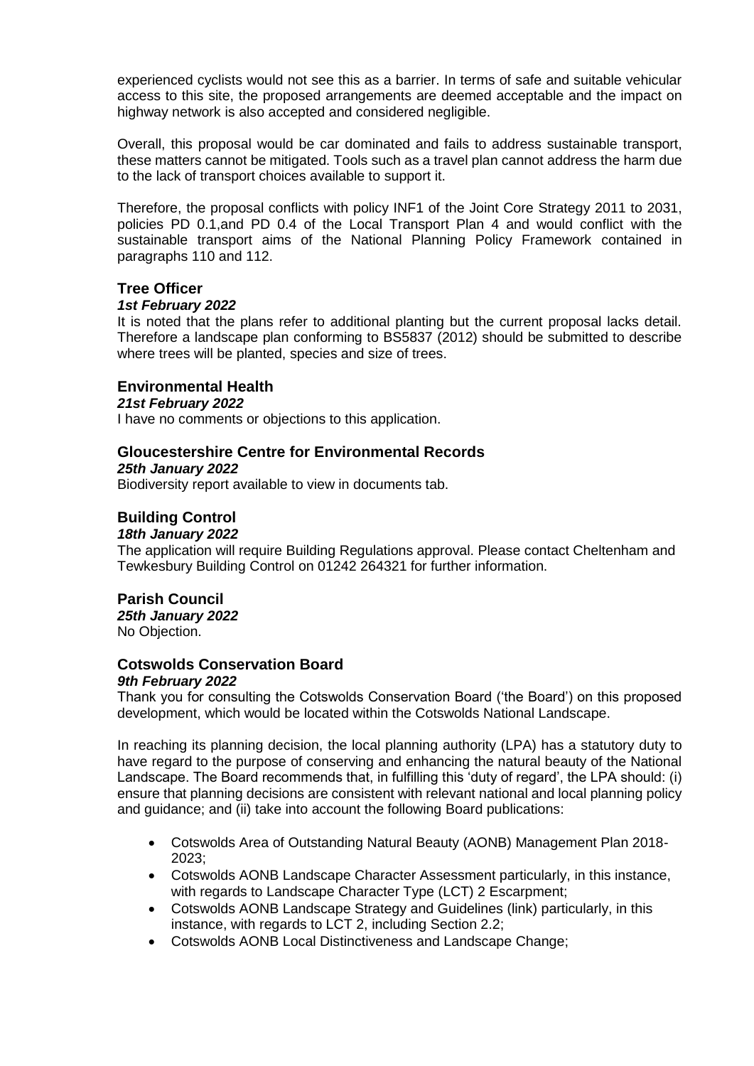experienced cyclists would not see this as a barrier. In terms of safe and suitable vehicular access to this site, the proposed arrangements are deemed acceptable and the impact on highway network is also accepted and considered negligible.

Overall, this proposal would be car dominated and fails to address sustainable transport, these matters cannot be mitigated. Tools such as a travel plan cannot address the harm due to the lack of transport choices available to support it.

Therefore, the proposal conflicts with policy INF1 of the Joint Core Strategy 2011 to 2031, policies PD 0.1,and PD 0.4 of the Local Transport Plan 4 and would conflict with the sustainable transport aims of the National Planning Policy Framework contained in paragraphs 110 and 112.

### Tree Officer

***1st February 2022***

It is noted that the plans refer to additional planting but the current proposal lacks detail. Therefore a landscape plan conforming to BS5837 (2012) should be submitted to describe where trees will be planted, species and size of trees.

### Environmental Health

***21st February 2022***

I have no comments or objections to this application.

### Gloucestershire Centre for Environmental Records

***25th January 2022***

Biodiversity report available to view in documents tab.

### Building Control

***18th January 2022***

The application will require Building Regulations approval. Please contact Cheltenham and Tewkesbury Building Control on 01242 264321 for further information.

### Parish Council

***25th January 2022***

No Objection.

### Cotswolds Conservation Board

***9th February 2022***

Thank you for consulting the Cotswolds Conservation Board ('the Board') on this proposed development, which would be located within the Cotswolds National Landscape.

In reaching its planning decision, the local planning authority (LPA) has a statutory duty to have regard to the purpose of conserving and enhancing the natural beauty of the National Landscape. The Board recommends that, in fulfilling this 'duty of regard', the LPA should: (i) ensure that planning decisions are consistent with relevant national and local planning policy and guidance; and (ii) take into account the following Board publications:

- Cotswolds Area of Outstanding Natural Beauty (AONB) Management Plan 2018-2023;
- Cotswolds AONB Landscape Character Assessment particularly, in this instance, with regards to Landscape Character Type (LCT) 2 Escarpment;
- Cotswolds AONB Landscape Strategy and Guidelines (link) particularly, in this instance, with regards to LCT 2, including Section 2.2;
- Cotswolds AONB Local Distinctiveness and Landscape Change;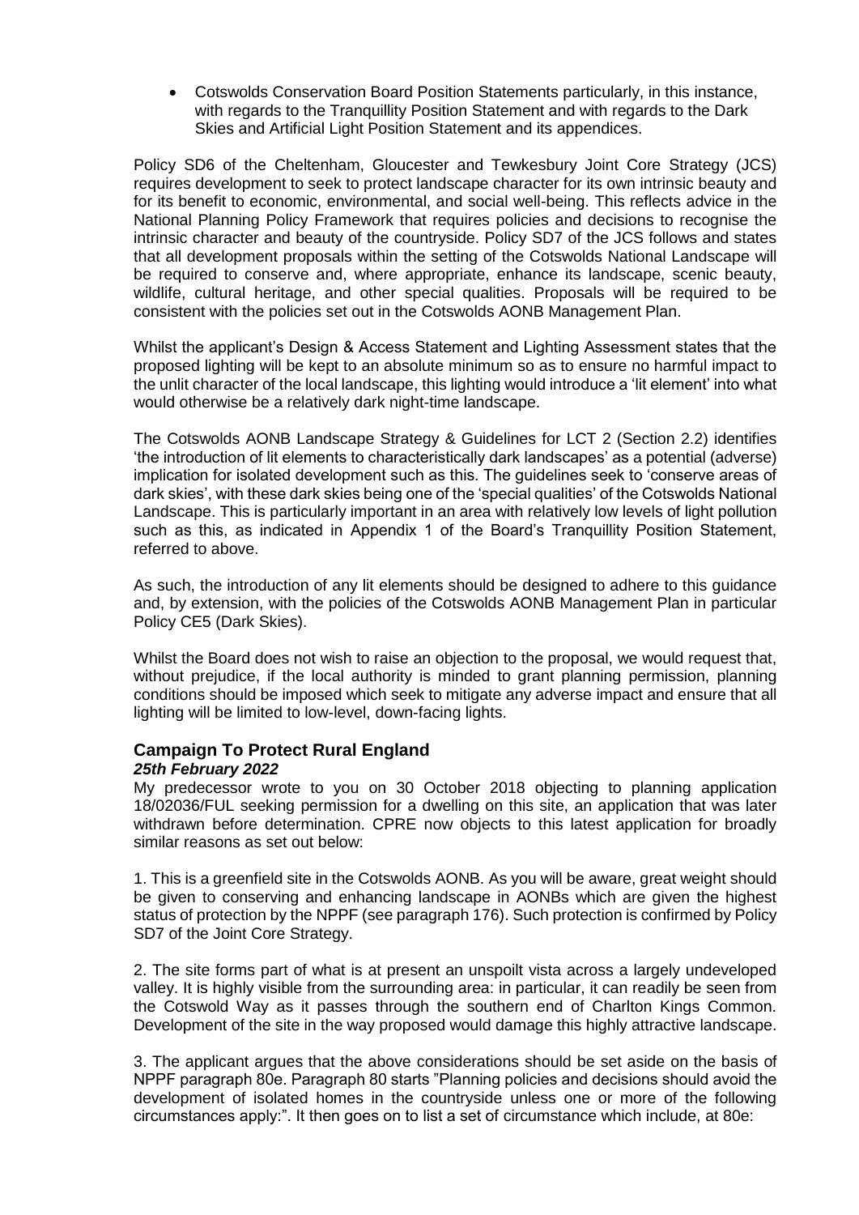- Cotswolds Conservation Board Position Statements particularly, in this instance, with regards to the Tranquillity Position Statement and with regards to the Dark Skies and Artificial Light Position Statement and its appendices.

Policy SD6 of the Cheltenham, Gloucester and Tewkesbury Joint Core Strategy (JCS) requires development to seek to protect landscape character for its own intrinsic beauty and for its benefit to economic, environmental, and social well-being. This reflects advice in the National Planning Policy Framework that requires policies and decisions to recognise the intrinsic character and beauty of the countryside. Policy SD7 of the JCS follows and states that all development proposals within the setting of the Cotswolds National Landscape will be required to conserve and, where appropriate, enhance its landscape, scenic beauty, wildlife, cultural heritage, and other special qualities. Proposals will be required to be consistent with the policies set out in the Cotswolds AONB Management Plan.

Whilst the applicant's Design & Access Statement and Lighting Assessment states that the proposed lighting will be kept to an absolute minimum so as to ensure no harmful impact to the unlit character of the local landscape, this lighting would introduce a 'lit element' into what would otherwise be a relatively dark night-time landscape.

The Cotswolds AONB Landscape Strategy & Guidelines for LCT 2 (Section 2.2) identifies 'the introduction of lit elements to characteristically dark landscapes' as a potential (adverse) implication for isolated development such as this. The guidelines seek to 'conserve areas of dark skies', with these dark skies being one of the 'special qualities' of the Cotswolds National Landscape. This is particularly important in an area with relatively low levels of light pollution such as this, as indicated in Appendix 1 of the Board's Tranquillity Position Statement, referred to above.

As such, the introduction of any lit elements should be designed to adhere to this guidance and, by extension, with the policies of the Cotswolds AONB Management Plan in particular Policy CE5 (Dark Skies).

Whilst the Board does not wish to raise an objection to the proposal, we would request that, without prejudice, if the local authority is minded to grant planning permission, planning conditions should be imposed which seek to mitigate any adverse impact and ensure that all lighting will be limited to low-level, down-facing lights.

### Campaign To Protect Rural England

***25th February 2022***

My predecessor wrote to you on 30 October 2018 objecting to planning application 18/02036/FUL seeking permission for a dwelling on this site, an application that was later withdrawn before determination. CPRE now objects to this latest application for broadly similar reasons as set out below:

1. This is a greenfield site in the Cotswolds AONB. As you will be aware, great weight should be given to conserving and enhancing landscape in AONBs which are given the highest status of protection by the NPPF (see paragraph 176). Such protection is confirmed by Policy SD7 of the Joint Core Strategy.

2. The site forms part of what is at present an unspoilt vista across a largely undeveloped valley. It is highly visible from the surrounding area: in particular, it can readily be seen from the Cotswold Way as it passes through the southern end of Charlton Kings Common. Development of the site in the way proposed would damage this highly attractive landscape.

3. The applicant argues that the above considerations should be set aside on the basis of NPPF paragraph 80e. Paragraph 80 starts "Planning policies and decisions should avoid the development of isolated homes in the countryside unless one or more of the following circumstances apply:". It then goes on to list a set of circumstance which include, at 80e: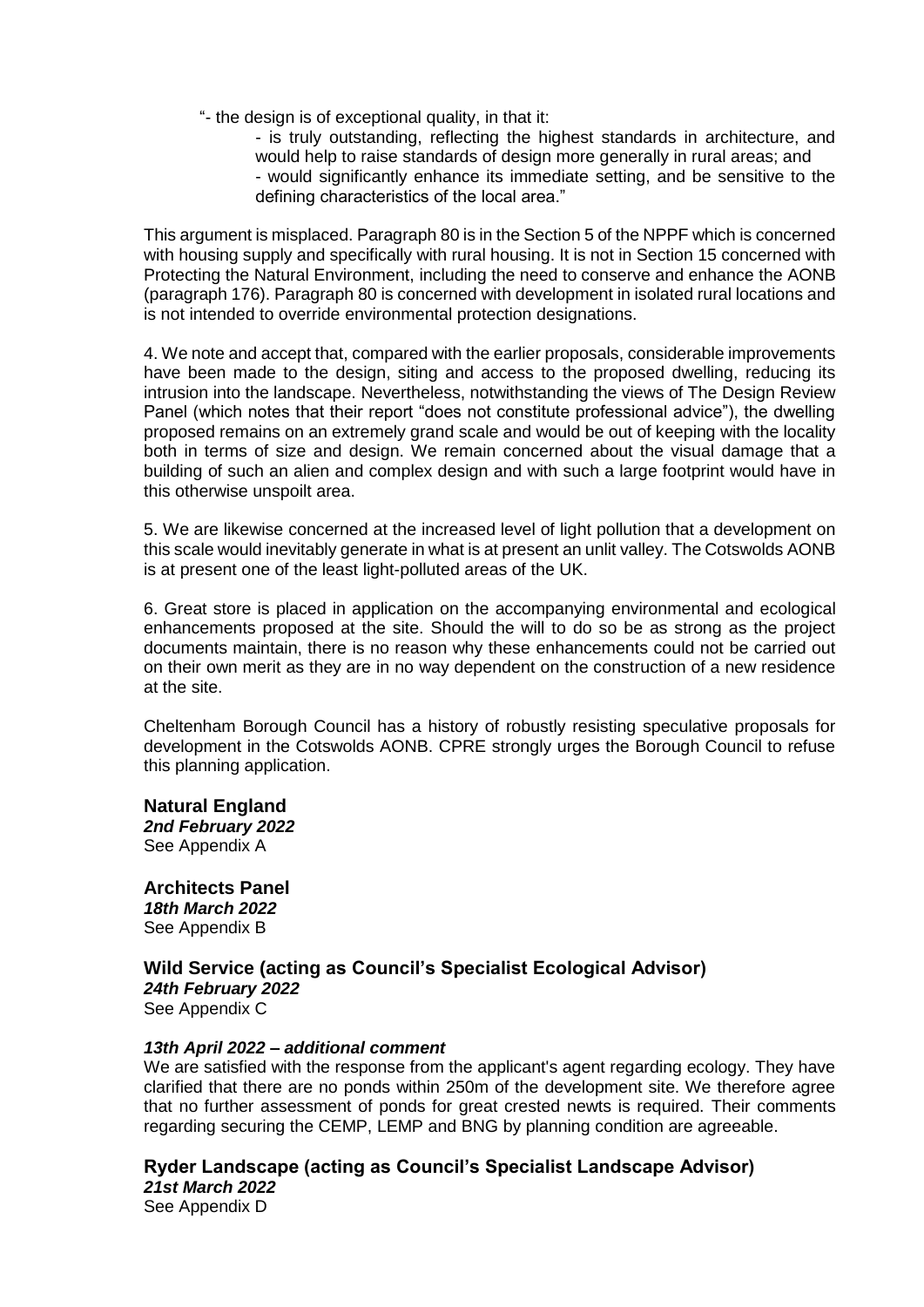"- the design is of exceptional quality, in that it:

> - is truly outstanding, reflecting the highest standards in architecture, and would help to raise standards of design more generally in rural areas; and
> - would significantly enhance its immediate setting, and be sensitive to the defining characteristics of the local area."

This argument is misplaced. Paragraph 80 is in the Section 5 of the NPPF which is concerned with housing supply and specifically with rural housing. It is not in Section 15 concerned with Protecting the Natural Environment, including the need to conserve and enhance the AONB (paragraph 176). Paragraph 80 is concerned with development in isolated rural locations and is not intended to override environmental protection designations.

4. We note and accept that, compared with the earlier proposals, considerable improvements have been made to the design, siting and access to the proposed dwelling, reducing its intrusion into the landscape. Nevertheless, notwithstanding the views of The Design Review Panel (which notes that their report "does not constitute professional advice"), the dwelling proposed remains on an extremely grand scale and would be out of keeping with the locality both in terms of size and design. We remain concerned about the visual damage that a building of such an alien and complex design and with such a large footprint would have in this otherwise unspoilt area.

5. We are likewise concerned at the increased level of light pollution that a development on this scale would inevitably generate in what is at present an unlit valley. The Cotswolds AONB is at present one of the least light-polluted areas of the UK.

6. Great store is placed in application on the accompanying environmental and ecological enhancements proposed at the site. Should the will to do so be as strong as the project documents maintain, there is no reason why these enhancements could not be carried out on their own merit as they are in no way dependent on the construction of a new residence at the site.

Cheltenham Borough Council has a history of robustly resisting speculative proposals for development in the Cotswolds AONB. CPRE strongly urges the Borough Council to refuse this planning application.

**Natural England**
***2nd February 2022***
See Appendix A

**Architects Panel**
***18th March 2022***
See Appendix B

**Wild Service (acting as Council's Specialist Ecological Advisor)**
***24th February 2022***
See Appendix C

***13th April 2022 – additional comment***
We are satisfied with the response from the applicant's agent regarding ecology. They have clarified that there are no ponds within 250m of the development site. We therefore agree that no further assessment of ponds for great crested newts is required. Their comments regarding securing the CEMP, LEMP and BNG by planning condition are agreeable.

**Ryder Landscape (acting as Council's Specialist Landscape Advisor)**
***21st March 2022***
See Appendix D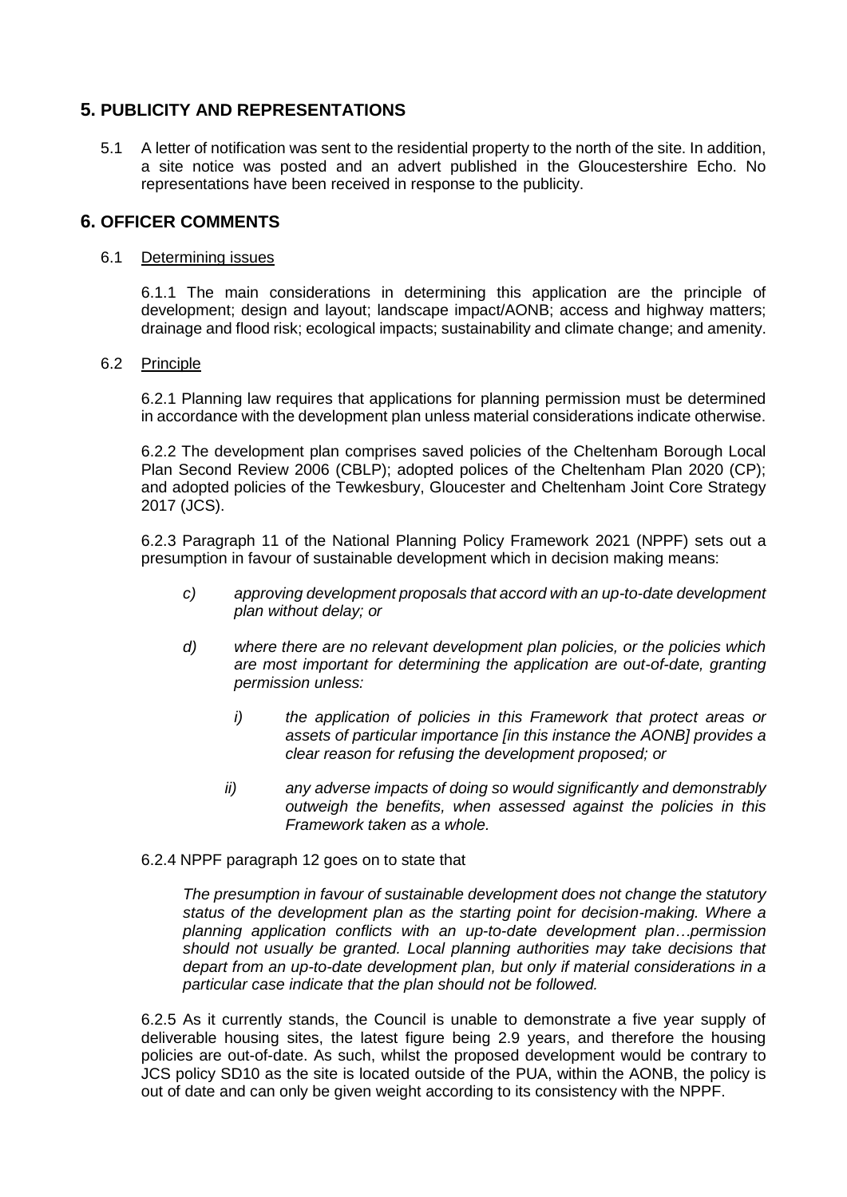## 5. PUBLICITY AND REPRESENTATIONS

5.1 A letter of notification was sent to the residential property to the north of the site. In addition, a site notice was posted and an advert published in the Gloucestershire Echo. No representations have been received in response to the publicity.

## 6. OFFICER COMMENTS

6.1 Determining issues

6.1.1 The main considerations in determining this application are the principle of development; design and layout; landscape impact/AONB; access and highway matters; drainage and flood risk; ecological impacts; sustainability and climate change; and amenity.

6.2 Principle

6.2.1 Planning law requires that applications for planning permission must be determined in accordance with the development plan unless material considerations indicate otherwise.

6.2.2 The development plan comprises saved policies of the Cheltenham Borough Local Plan Second Review 2006 (CBLP); adopted polices of the Cheltenham Plan 2020 (CP); and adopted policies of the Tewkesbury, Gloucester and Cheltenham Joint Core Strategy 2017 (JCS).

6.2.3 Paragraph 11 of the National Planning Policy Framework 2021 (NPPF) sets out a presumption in favour of sustainable development which in decision making means:

> *c) approving development proposals that accord with an up-to-date development plan without delay; or*
>
> *d) where there are no relevant development plan policies, or the policies which are most important for determining the application are out-of-date, granting permission unless:*
>
> > *i) the application of policies in this Framework that protect areas or assets of particular importance [in this instance the AONB] provides a clear reason for refusing the development proposed; or*
> >
> > *ii) any adverse impacts of doing so would significantly and demonstrably outweigh the benefits, when assessed against the policies in this Framework taken as a whole.*

6.2.4 NPPF paragraph 12 goes on to state that

> *The presumption in favour of sustainable development does not change the statutory status of the development plan as the starting point for decision-making. Where a planning application conflicts with an up-to-date development plan…permission should not usually be granted. Local planning authorities may take decisions that depart from an up-to-date development plan, but only if material considerations in a particular case indicate that the plan should not be followed.*

6.2.5 As it currently stands, the Council is unable to demonstrate a five year supply of deliverable housing sites, the latest figure being 2.9 years, and therefore the housing policies are out-of-date. As such, whilst the proposed development would be contrary to JCS policy SD10 as the site is located outside of the PUA, within the AONB, the policy is out of date and can only be given weight according to its consistency with the NPPF.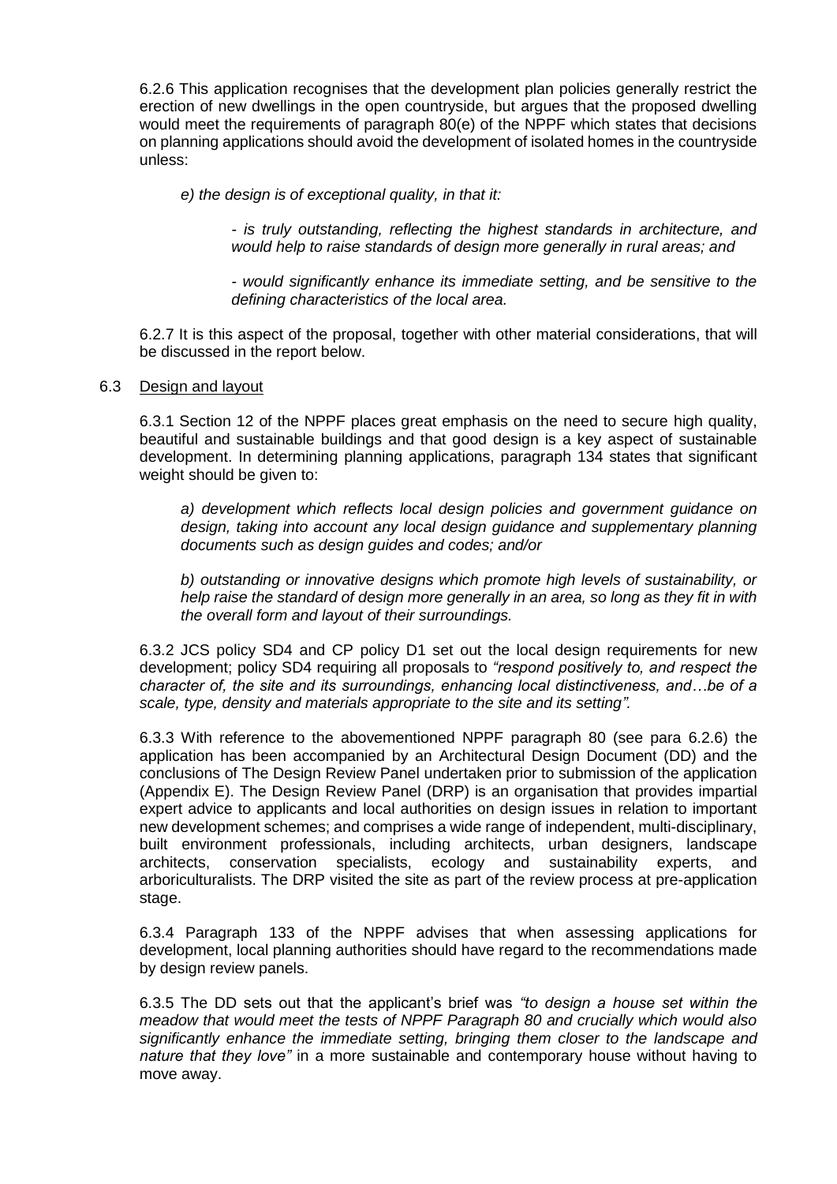6.2.6 This application recognises that the development plan policies generally restrict the erection of new dwellings in the open countryside, but argues that the proposed dwelling would meet the requirements of paragraph 80(e) of the NPPF which states that decisions on planning applications should avoid the development of isolated homes in the countryside unless:

> *e) the design is of exceptional quality, in that it:*
>
> > *- is truly outstanding, reflecting the highest standards in architecture, and would help to raise standards of design more generally in rural areas; and*
> >
> > *- would significantly enhance its immediate setting, and be sensitive to the defining characteristics of the local area.*

6.2.7 It is this aspect of the proposal, together with other material considerations, that will be discussed in the report below.

6.3 Design and layout

6.3.1 Section 12 of the NPPF places great emphasis on the need to secure high quality, beautiful and sustainable buildings and that good design is a key aspect of sustainable development. In determining planning applications, paragraph 134 states that significant weight should be given to:

> *a) development which reflects local design policies and government guidance on design, taking into account any local design guidance and supplementary planning documents such as design guides and codes; and/or*
>
> *b) outstanding or innovative designs which promote high levels of sustainability, or help raise the standard of design more generally in an area, so long as they fit in with the overall form and layout of their surroundings.*

6.3.2 JCS policy SD4 and CP policy D1 set out the local design requirements for new development; policy SD4 requiring all proposals to *"respond positively to, and respect the character of, the site and its surroundings, enhancing local distinctiveness, and…be of a scale, type, density and materials appropriate to the site and its setting".*

6.3.3 With reference to the abovementioned NPPF paragraph 80 (see para 6.2.6) the application has been accompanied by an Architectural Design Document (DD) and the conclusions of The Design Review Panel undertaken prior to submission of the application (Appendix E). The Design Review Panel (DRP) is an organisation that provides impartial expert advice to applicants and local authorities on design issues in relation to important new development schemes; and comprises a wide range of independent, multi-disciplinary, built environment professionals, including architects, urban designers, landscape architects, conservation specialists, ecology and sustainability experts, and arboriculturalists. The DRP visited the site as part of the review process at pre-application stage.

6.3.4 Paragraph 133 of the NPPF advises that when assessing applications for development, local planning authorities should have regard to the recommendations made by design review panels.

6.3.5 The DD sets out that the applicant's brief was *"to design a house set within the meadow that would meet the tests of NPPF Paragraph 80 and crucially which would also significantly enhance the immediate setting, bringing them closer to the landscape and nature that they love"* in a more sustainable and contemporary house without having to move away.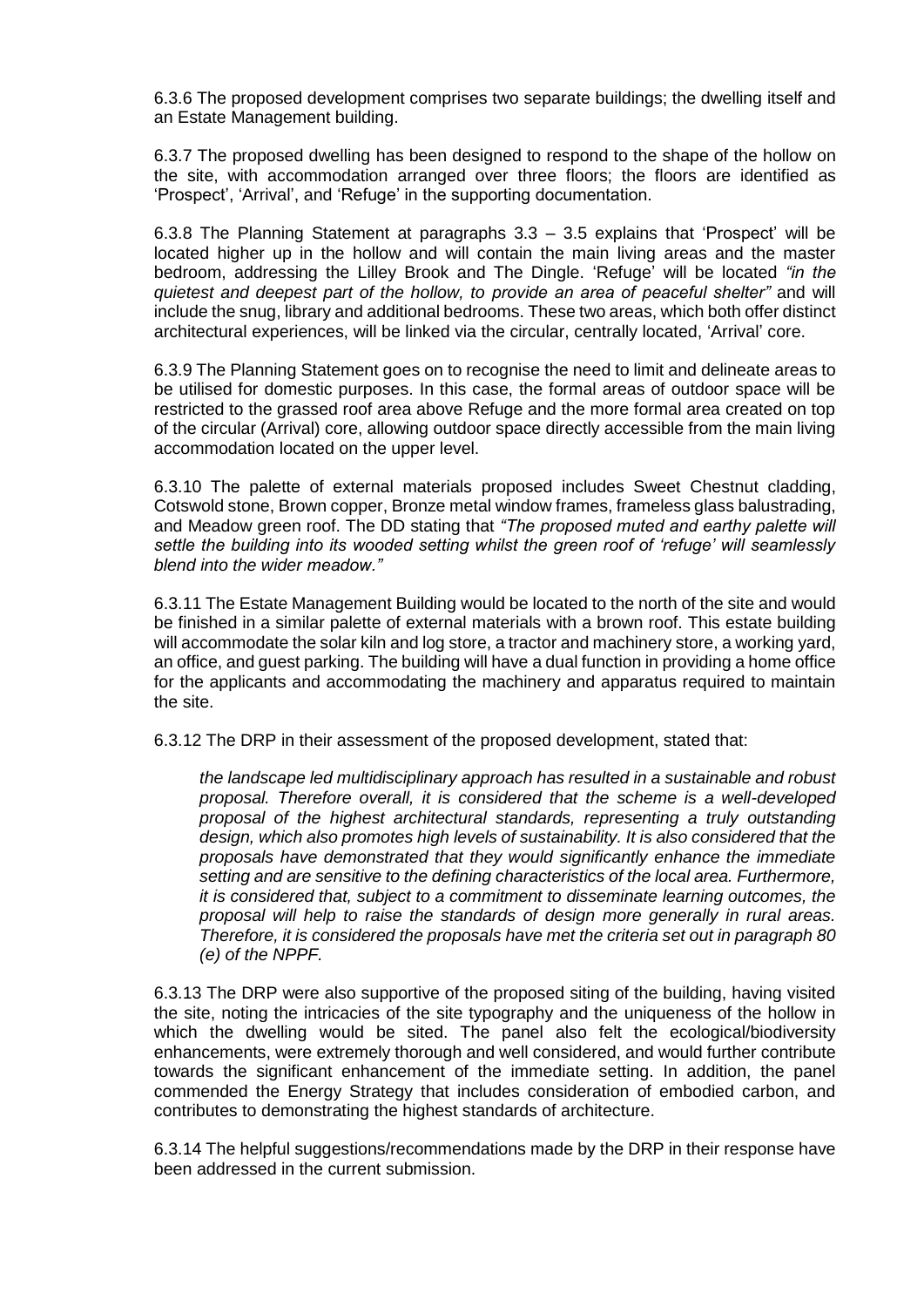6.3.6 The proposed development comprises two separate buildings; the dwelling itself and an Estate Management building.

6.3.7 The proposed dwelling has been designed to respond to the shape of the hollow on the site, with accommodation arranged over three floors; the floors are identified as 'Prospect', 'Arrival', and 'Refuge' in the supporting documentation.

6.3.8 The Planning Statement at paragraphs 3.3 – 3.5 explains that 'Prospect' will be located higher up in the hollow and will contain the main living areas and the master bedroom, addressing the Lilley Brook and The Dingle. 'Refuge' will be located *"in the quietest and deepest part of the hollow, to provide an area of peaceful shelter"* and will include the snug, library and additional bedrooms. These two areas, which both offer distinct architectural experiences, will be linked via the circular, centrally located, 'Arrival' core.

6.3.9 The Planning Statement goes on to recognise the need to limit and delineate areas to be utilised for domestic purposes. In this case, the formal areas of outdoor space will be restricted to the grassed roof area above Refuge and the more formal area created on top of the circular (Arrival) core, allowing outdoor space directly accessible from the main living accommodation located on the upper level.

6.3.10 The palette of external materials proposed includes Sweet Chestnut cladding, Cotswold stone, Brown copper, Bronze metal window frames, frameless glass balustrading, and Meadow green roof. The DD stating that *"The proposed muted and earthy palette will settle the building into its wooded setting whilst the green roof of 'refuge' will seamlessly blend into the wider meadow."*

6.3.11 The Estate Management Building would be located to the north of the site and would be finished in a similar palette of external materials with a brown roof. This estate building will accommodate the solar kiln and log store, a tractor and machinery store, a working yard, an office, and guest parking. The building will have a dual function in providing a home office for the applicants and accommodating the machinery and apparatus required to maintain the site.

6.3.12 The DRP in their assessment of the proposed development, stated that:

> *the landscape led multidisciplinary approach has resulted in a sustainable and robust proposal. Therefore overall, it is considered that the scheme is a well-developed proposal of the highest architectural standards, representing a truly outstanding design, which also promotes high levels of sustainability. It is also considered that the proposals have demonstrated that they would significantly enhance the immediate setting and are sensitive to the defining characteristics of the local area. Furthermore, it is considered that, subject to a commitment to disseminate learning outcomes, the proposal will help to raise the standards of design more generally in rural areas. Therefore, it is considered the proposals have met the criteria set out in paragraph 80 (e) of the NPPF.*

6.3.13 The DRP were also supportive of the proposed siting of the building, having visited the site, noting the intricacies of the site typography and the uniqueness of the hollow in which the dwelling would be sited. The panel also felt the ecological/biodiversity enhancements, were extremely thorough and well considered, and would further contribute towards the significant enhancement of the immediate setting. In addition, the panel commended the Energy Strategy that includes consideration of embodied carbon, and contributes to demonstrating the highest standards of architecture.

6.3.14 The helpful suggestions/recommendations made by the DRP in their response have been addressed in the current submission.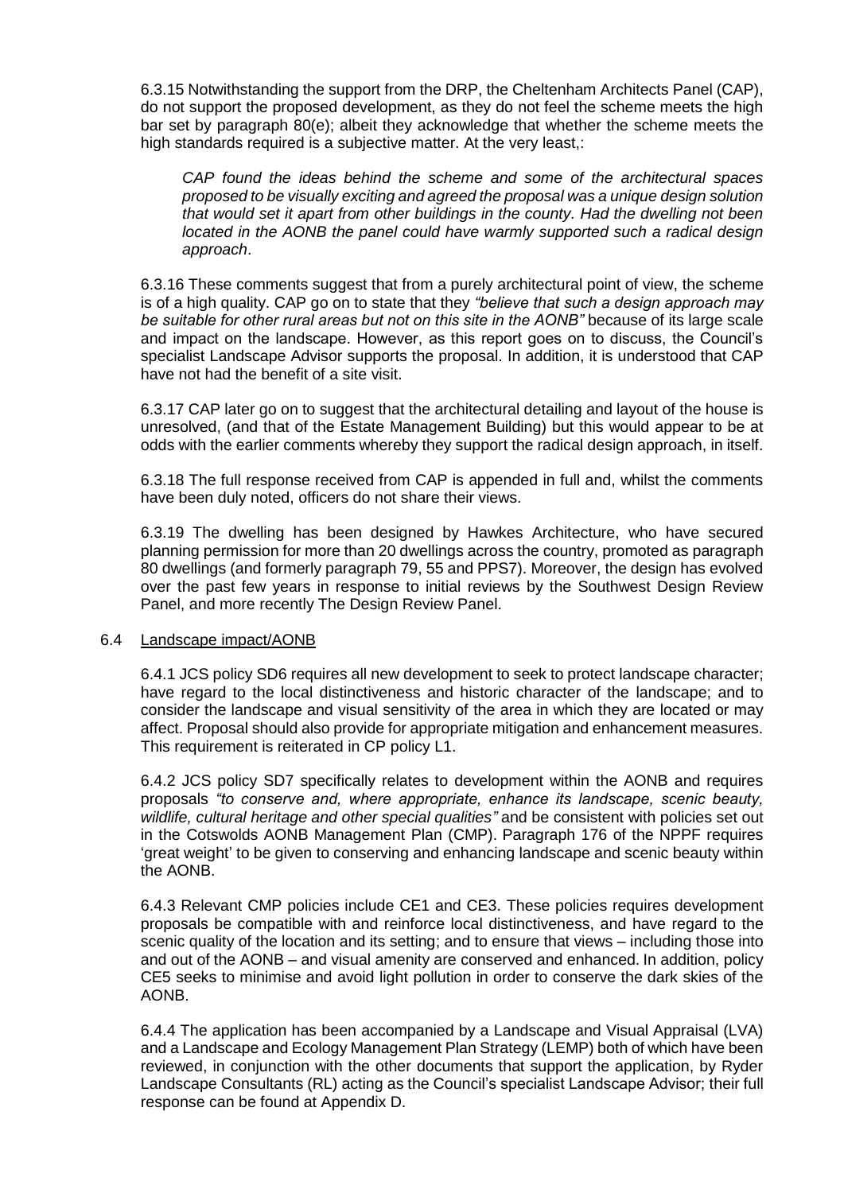6.3.15 Notwithstanding the support from the DRP, the Cheltenham Architects Panel (CAP), do not support the proposed development, as they do not feel the scheme meets the high bar set by paragraph 80(e); albeit they acknowledge that whether the scheme meets the high standards required is a subjective matter. At the very least,:

> *CAP found the ideas behind the scheme and some of the architectural spaces proposed to be visually exciting and agreed the proposal was a unique design solution that would set it apart from other buildings in the county. Had the dwelling not been located in the AONB the panel could have warmly supported such a radical design approach*.

6.3.16 These comments suggest that from a purely architectural point of view, the scheme is of a high quality. CAP go on to state that they *"believe that such a design approach may be suitable for other rural areas but not on this site in the AONB"* because of its large scale and impact on the landscape. However, as this report goes on to discuss, the Council's specialist Landscape Advisor supports the proposal. In addition, it is understood that CAP have not had the benefit of a site visit.

6.3.17 CAP later go on to suggest that the architectural detailing and layout of the house is unresolved, (and that of the Estate Management Building) but this would appear to be at odds with the earlier comments whereby they support the radical design approach, in itself.

6.3.18 The full response received from CAP is appended in full and, whilst the comments have been duly noted, officers do not share their views.

6.3.19 The dwelling has been designed by Hawkes Architecture, who have secured planning permission for more than 20 dwellings across the country, promoted as paragraph 80 dwellings (and formerly paragraph 79, 55 and PPS7). Moreover, the design has evolved over the past few years in response to initial reviews by the Southwest Design Review Panel, and more recently The Design Review Panel.

## 6.4 Landscape impact/AONB

6.4.1 JCS policy SD6 requires all new development to seek to protect landscape character; have regard to the local distinctiveness and historic character of the landscape; and to consider the landscape and visual sensitivity of the area in which they are located or may affect. Proposal should also provide for appropriate mitigation and enhancement measures. This requirement is reiterated in CP policy L1.

6.4.2 JCS policy SD7 specifically relates to development within the AONB and requires proposals *"to conserve and, where appropriate, enhance its landscape, scenic beauty, wildlife, cultural heritage and other special qualities"* and be consistent with policies set out in the Cotswolds AONB Management Plan (CMP). Paragraph 176 of the NPPF requires 'great weight' to be given to conserving and enhancing landscape and scenic beauty within the AONB.

6.4.3 Relevant CMP policies include CE1 and CE3. These policies requires development proposals be compatible with and reinforce local distinctiveness, and have regard to the scenic quality of the location and its setting; and to ensure that views – including those into and out of the AONB – and visual amenity are conserved and enhanced. In addition, policy CE5 seeks to minimise and avoid light pollution in order to conserve the dark skies of the AONB.

6.4.4 The application has been accompanied by a Landscape and Visual Appraisal (LVA) and a Landscape and Ecology Management Plan Strategy (LEMP) both of which have been reviewed, in conjunction with the other documents that support the application, by Ryder Landscape Consultants (RL) acting as the Council's specialist Landscape Advisor; their full response can be found at Appendix D.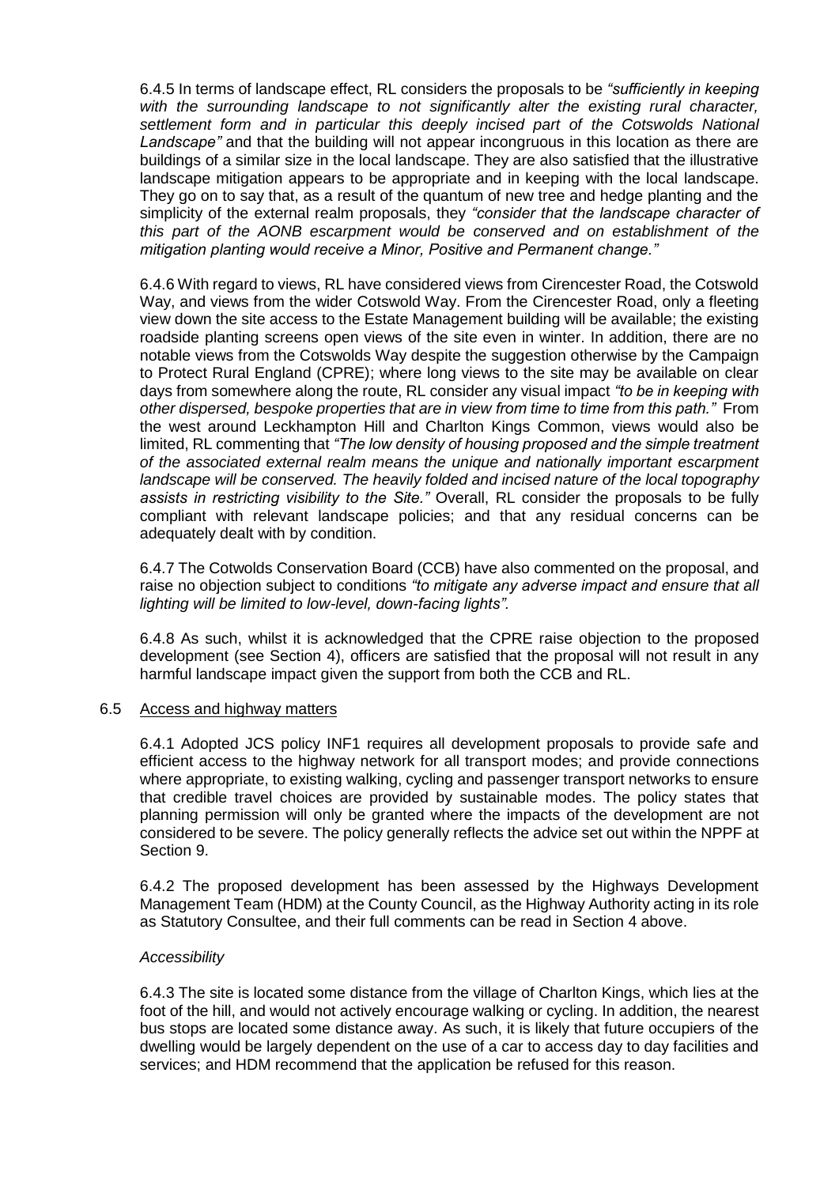6.4.5 In terms of landscape effect, RL considers the proposals to be *"sufficiently in keeping with the surrounding landscape to not significantly alter the existing rural character, settlement form and in particular this deeply incised part of the Cotswolds National Landscape"* and that the building will not appear incongruous in this location as there are buildings of a similar size in the local landscape. They are also satisfied that the illustrative landscape mitigation appears to be appropriate and in keeping with the local landscape. They go on to say that, as a result of the quantum of new tree and hedge planting and the simplicity of the external realm proposals, they *"consider that the landscape character of this part of the AONB escarpment would be conserved and on establishment of the mitigation planting would receive a Minor, Positive and Permanent change."*

6.4.6 With regard to views, RL have considered views from Cirencester Road, the Cotswold Way, and views from the wider Cotswold Way. From the Cirencester Road, only a fleeting view down the site access to the Estate Management building will be available; the existing roadside planting screens open views of the site even in winter. In addition, there are no notable views from the Cotswolds Way despite the suggestion otherwise by the Campaign to Protect Rural England (CPRE); where long views to the site may be available on clear days from somewhere along the route, RL consider any visual impact *"to be in keeping with other dispersed, bespoke properties that are in view from time to time from this path."* From the west around Leckhampton Hill and Charlton Kings Common, views would also be limited, RL commenting that *"The low density of housing proposed and the simple treatment of the associated external realm means the unique and nationally important escarpment landscape will be conserved. The heavily folded and incised nature of the local topography assists in restricting visibility to the Site."* Overall, RL consider the proposals to be fully compliant with relevant landscape policies; and that any residual concerns can be adequately dealt with by condition.

6.4.7 The Cotwolds Conservation Board (CCB) have also commented on the proposal, and raise no objection subject to conditions *"to mitigate any adverse impact and ensure that all lighting will be limited to low-level, down-facing lights".*

6.4.8 As such, whilst it is acknowledged that the CPRE raise objection to the proposed development (see Section 4), officers are satisfied that the proposal will not result in any harmful landscape impact given the support from both the CCB and RL.

## 6.5 Access and highway matters

6.4.1 Adopted JCS policy INF1 requires all development proposals to provide safe and efficient access to the highway network for all transport modes; and provide connections where appropriate, to existing walking, cycling and passenger transport networks to ensure that credible travel choices are provided by sustainable modes. The policy states that planning permission will only be granted where the impacts of the development are not considered to be severe. The policy generally reflects the advice set out within the NPPF at Section 9.

6.4.2 The proposed development has been assessed by the Highways Development Management Team (HDM) at the County Council, as the Highway Authority acting in its role as Statutory Consultee, and their full comments can be read in Section 4 above.

*Accessibility*

6.4.3 The site is located some distance from the village of Charlton Kings, which lies at the foot of the hill, and would not actively encourage walking or cycling. In addition, the nearest bus stops are located some distance away. As such, it is likely that future occupiers of the dwelling would be largely dependent on the use of a car to access day to day facilities and services; and HDM recommend that the application be refused for this reason.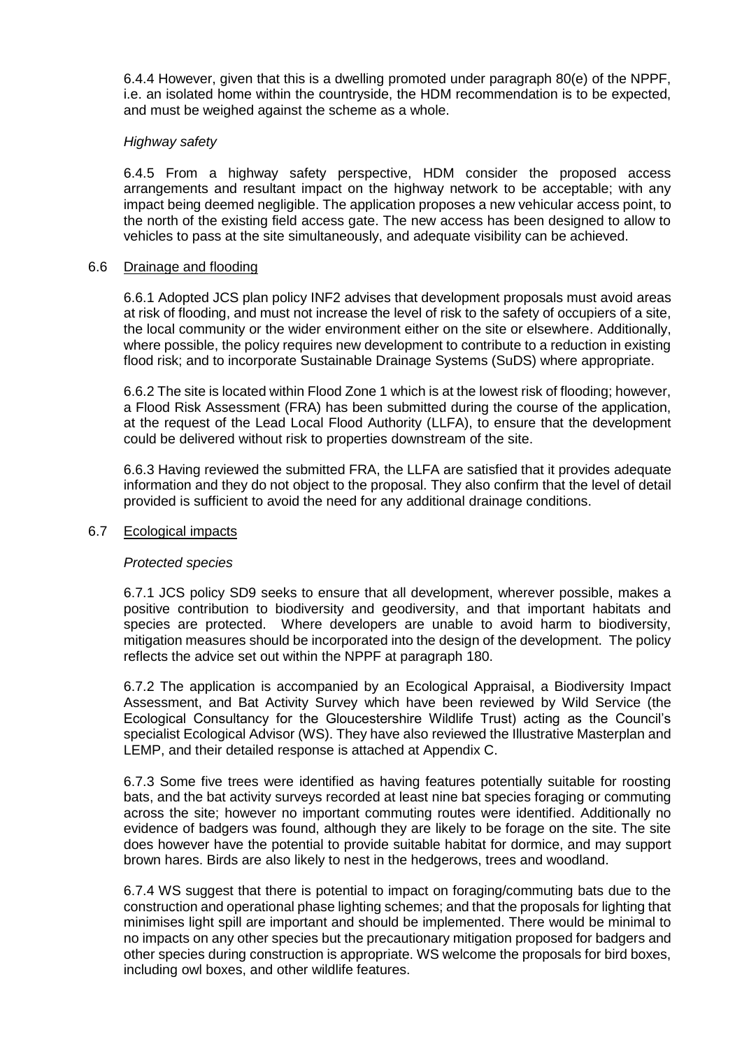6.4.4 However, given that this is a dwelling promoted under paragraph 80(e) of the NPPF, i.e. an isolated home within the countryside, the HDM recommendation is to be expected, and must be weighed against the scheme as a whole.

*Highway safety*

6.4.5 From a highway safety perspective, HDM consider the proposed access arrangements and resultant impact on the highway network to be acceptable; with any impact being deemed negligible. The application proposes a new vehicular access point, to the north of the existing field access gate. The new access has been designed to allow to vehicles to pass at the site simultaneously, and adequate visibility can be achieved.

## 6.6 Drainage and flooding

6.6.1 Adopted JCS plan policy INF2 advises that development proposals must avoid areas at risk of flooding, and must not increase the level of risk to the safety of occupiers of a site, the local community or the wider environment either on the site or elsewhere. Additionally, where possible, the policy requires new development to contribute to a reduction in existing flood risk; and to incorporate Sustainable Drainage Systems (SuDS) where appropriate.

6.6.2 The site is located within Flood Zone 1 which is at the lowest risk of flooding; however, a Flood Risk Assessment (FRA) has been submitted during the course of the application, at the request of the Lead Local Flood Authority (LLFA), to ensure that the development could be delivered without risk to properties downstream of the site.

6.6.3 Having reviewed the submitted FRA, the LLFA are satisfied that it provides adequate information and they do not object to the proposal. They also confirm that the level of detail provided is sufficient to avoid the need for any additional drainage conditions.

## 6.7 Ecological impacts

*Protected species*

6.7.1 JCS policy SD9 seeks to ensure that all development, wherever possible, makes a positive contribution to biodiversity and geodiversity, and that important habitats and species are protected. Where developers are unable to avoid harm to biodiversity, mitigation measures should be incorporated into the design of the development. The policy reflects the advice set out within the NPPF at paragraph 180.

6.7.2 The application is accompanied by an Ecological Appraisal, a Biodiversity Impact Assessment, and Bat Activity Survey which have been reviewed by Wild Service (the Ecological Consultancy for the Gloucestershire Wildlife Trust) acting as the Council's specialist Ecological Advisor (WS). They have also reviewed the Illustrative Masterplan and LEMP, and their detailed response is attached at Appendix C.

6.7.3 Some five trees were identified as having features potentially suitable for roosting bats, and the bat activity surveys recorded at least nine bat species foraging or commuting across the site; however no important commuting routes were identified. Additionally no evidence of badgers was found, although they are likely to be forage on the site. The site does however have the potential to provide suitable habitat for dormice, and may support brown hares. Birds are also likely to nest in the hedgerows, trees and woodland.

6.7.4 WS suggest that there is potential to impact on foraging/commuting bats due to the construction and operational phase lighting schemes; and that the proposals for lighting that minimises light spill are important and should be implemented. There would be minimal to no impacts on any other species but the precautionary mitigation proposed for badgers and other species during construction is appropriate. WS welcome the proposals for bird boxes, including owl boxes, and other wildlife features.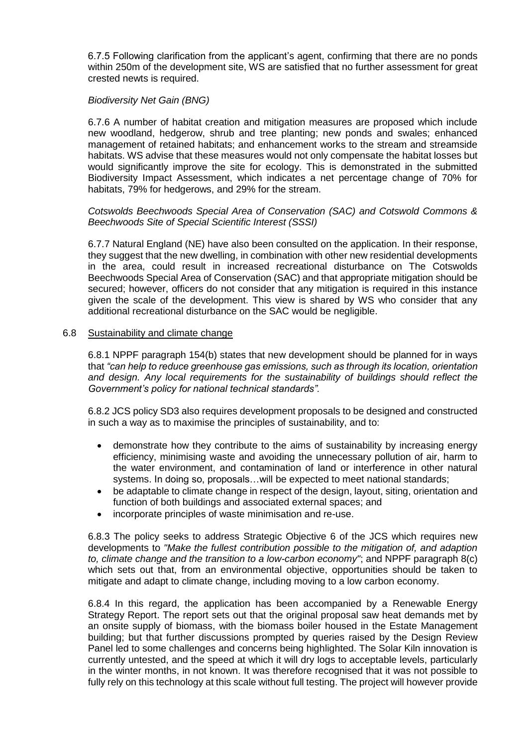6.7.5 Following clarification from the applicant's agent, confirming that there are no ponds within 250m of the development site, WS are satisfied that no further assessment for great crested newts is required.

*Biodiversity Net Gain (BNG)*

6.7.6 A number of habitat creation and mitigation measures are proposed which include new woodland, hedgerow, shrub and tree planting; new ponds and swales; enhanced management of retained habitats; and enhancement works to the stream and streamside habitats. WS advise that these measures would not only compensate the habitat losses but would significantly improve the site for ecology. This is demonstrated in the submitted Biodiversity Impact Assessment, which indicates a net percentage change of 70% for habitats, 79% for hedgerows, and 29% for the stream.

*Cotswolds Beechwoods Special Area of Conservation (SAC) and Cotswold Commons & Beechwoods Site of Special Scientific Interest (SSSI)*

6.7.7 Natural England (NE) have also been consulted on the application. In their response, they suggest that the new dwelling, in combination with other new residential developments in the area, could result in increased recreational disturbance on The Cotswolds Beechwoods Special Area of Conservation (SAC) and that appropriate mitigation should be secured; however, officers do not consider that any mitigation is required in this instance given the scale of the development. This view is shared by WS who consider that any additional recreational disturbance on the SAC would be negligible.

## 6.8 Sustainability and climate change

6.8.1 NPPF paragraph 154(b) states that new development should be planned for in ways that *"can help to reduce greenhouse gas emissions, such as through its location, orientation and design. Any local requirements for the sustainability of buildings should reflect the Government's policy for national technical standards".*

6.8.2 JCS policy SD3 also requires development proposals to be designed and constructed in such a way as to maximise the principles of sustainability, and to:

- demonstrate how they contribute to the aims of sustainability by increasing energy efficiency, minimising waste and avoiding the unnecessary pollution of air, harm to the water environment, and contamination of land or interference in other natural systems. In doing so, proposals…will be expected to meet national standards;
- be adaptable to climate change in respect of the design, layout, siting, orientation and function of both buildings and associated external spaces; and
- incorporate principles of waste minimisation and re-use.

6.8.3 The policy seeks to address Strategic Objective 6 of the JCS which requires new developments to *"Make the fullest contribution possible to the mitigation of, and adaption to, climate change and the transition to a low-carbon economy"*; and NPPF paragraph 8(c) which sets out that, from an environmental objective, opportunities should be taken to mitigate and adapt to climate change, including moving to a low carbon economy.

6.8.4 In this regard, the application has been accompanied by a Renewable Energy Strategy Report. The report sets out that the original proposal saw heat demands met by an onsite supply of biomass, with the biomass boiler housed in the Estate Management building; but that further discussions prompted by queries raised by the Design Review Panel led to some challenges and concerns being highlighted. The Solar Kiln innovation is currently untested, and the speed at which it will dry logs to acceptable levels, particularly in the winter months, in not known. It was therefore recognised that it was not possible to fully rely on this technology at this scale without full testing. The project will however provide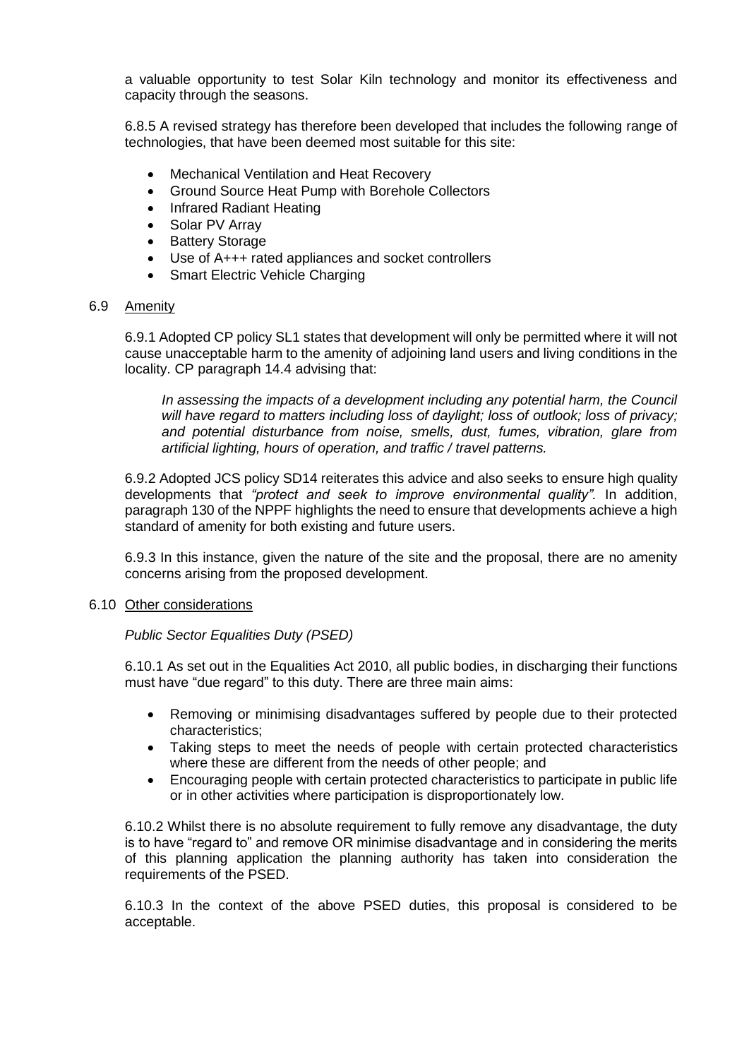a valuable opportunity to test Solar Kiln technology and monitor its effectiveness and capacity through the seasons.

6.8.5 A revised strategy has therefore been developed that includes the following range of technologies, that have been deemed most suitable for this site:

- Mechanical Ventilation and Heat Recovery
- Ground Source Heat Pump with Borehole Collectors
- Infrared Radiant Heating
- Solar PV Array
- Battery Storage
- Use of A+++ rated appliances and socket controllers
- Smart Electric Vehicle Charging

## 6.9 Amenity

6.9.1 Adopted CP policy SL1 states that development will only be permitted where it will not cause unacceptable harm to the amenity of adjoining land users and living conditions in the locality. CP paragraph 14.4 advising that:

> *In assessing the impacts of a development including any potential harm, the Council will have regard to matters including loss of daylight; loss of outlook; loss of privacy; and potential disturbance from noise, smells, dust, fumes, vibration, glare from artificial lighting, hours of operation, and traffic / travel patterns.*

6.9.2 Adopted JCS policy SD14 reiterates this advice and also seeks to ensure high quality developments that *"protect and seek to improve environmental quality".* In addition, paragraph 130 of the NPPF highlights the need to ensure that developments achieve a high standard of amenity for both existing and future users.

6.9.3 In this instance, given the nature of the site and the proposal, there are no amenity concerns arising from the proposed development.

## 6.10 Other considerations

*Public Sector Equalities Duty (PSED)*

6.10.1 As set out in the Equalities Act 2010, all public bodies, in discharging their functions must have "due regard" to this duty. There are three main aims:

- Removing or minimising disadvantages suffered by people due to their protected characteristics;
- Taking steps to meet the needs of people with certain protected characteristics where these are different from the needs of other people; and
- Encouraging people with certain protected characteristics to participate in public life or in other activities where participation is disproportionately low.

6.10.2 Whilst there is no absolute requirement to fully remove any disadvantage, the duty is to have "regard to" and remove OR minimise disadvantage and in considering the merits of this planning application the planning authority has taken into consideration the requirements of the PSED.

6.10.3 In the context of the above PSED duties, this proposal is considered to be acceptable.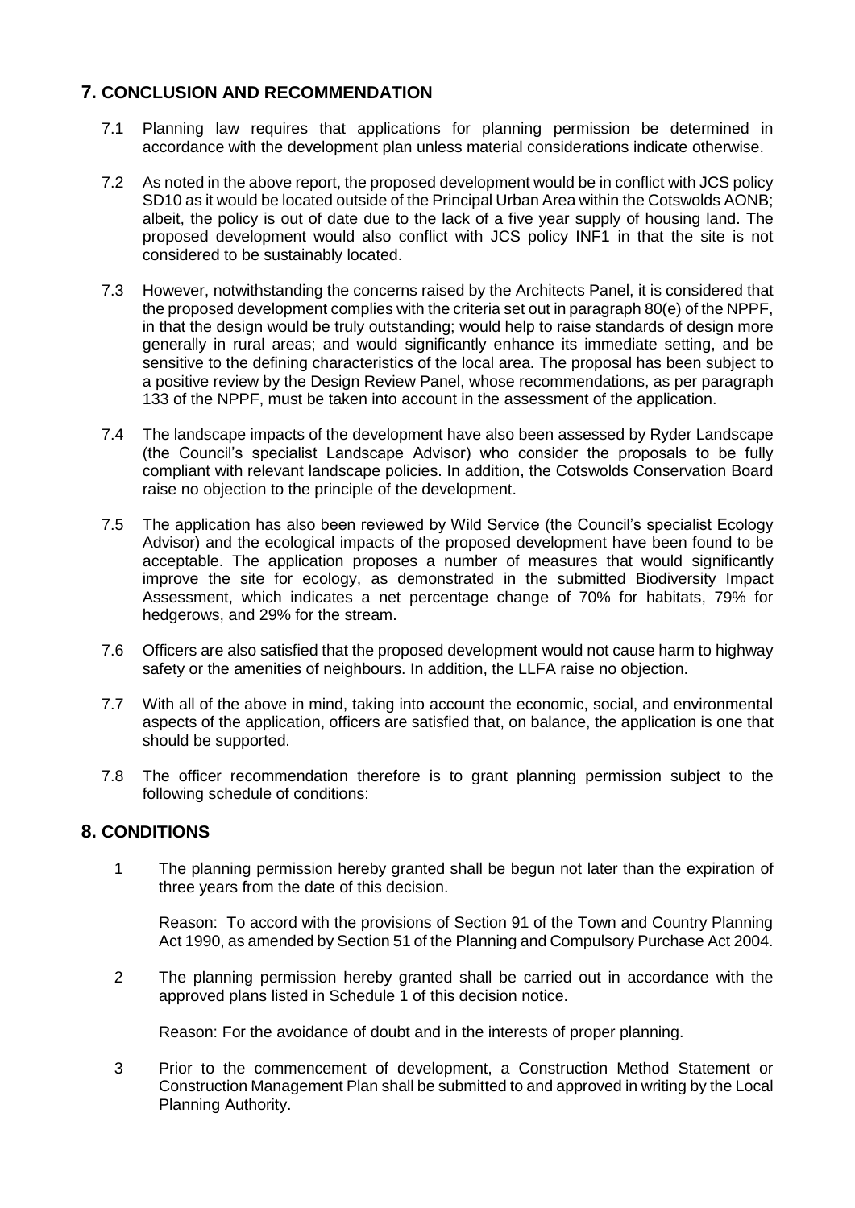## 7. CONCLUSION AND RECOMMENDATION

7.1 Planning law requires that applications for planning permission be determined in accordance with the development plan unless material considerations indicate otherwise.

7.2 As noted in the above report, the proposed development would be in conflict with JCS policy SD10 as it would be located outside of the Principal Urban Area within the Cotswolds AONB; albeit, the policy is out of date due to the lack of a five year supply of housing land. The proposed development would also conflict with JCS policy INF1 in that the site is not considered to be sustainably located.

7.3 However, notwithstanding the concerns raised by the Architects Panel, it is considered that the proposed development complies with the criteria set out in paragraph 80(e) of the NPPF, in that the design would be truly outstanding; would help to raise standards of design more generally in rural areas; and would significantly enhance its immediate setting, and be sensitive to the defining characteristics of the local area. The proposal has been subject to a positive review by the Design Review Panel, whose recommendations, as per paragraph 133 of the NPPF, must be taken into account in the assessment of the application.

7.4 The landscape impacts of the development have also been assessed by Ryder Landscape (the Council's specialist Landscape Advisor) who consider the proposals to be fully compliant with relevant landscape policies. In addition, the Cotswolds Conservation Board raise no objection to the principle of the development.

7.5 The application has also been reviewed by Wild Service (the Council's specialist Ecology Advisor) and the ecological impacts of the proposed development have been found to be acceptable. The application proposes a number of measures that would significantly improve the site for ecology, as demonstrated in the submitted Biodiversity Impact Assessment, which indicates a net percentage change of 70% for habitats, 79% for hedgerows, and 29% for the stream.

7.6 Officers are also satisfied that the proposed development would not cause harm to highway safety or the amenities of neighbours. In addition, the LLFA raise no objection.

7.7 With all of the above in mind, taking into account the economic, social, and environmental aspects of the application, officers are satisfied that, on balance, the application is one that should be supported.

7.8 The officer recommendation therefore is to grant planning permission subject to the following schedule of conditions:

## 8. CONDITIONS

1 The planning permission hereby granted shall be begun not later than the expiration of three years from the date of this decision.

Reason: To accord with the provisions of Section 91 of the Town and Country Planning Act 1990, as amended by Section 51 of the Planning and Compulsory Purchase Act 2004.

2 The planning permission hereby granted shall be carried out in accordance with the approved plans listed in Schedule 1 of this decision notice.

Reason: For the avoidance of doubt and in the interests of proper planning.

3 Prior to the commencement of development, a Construction Method Statement or Construction Management Plan shall be submitted to and approved in writing by the Local Planning Authority.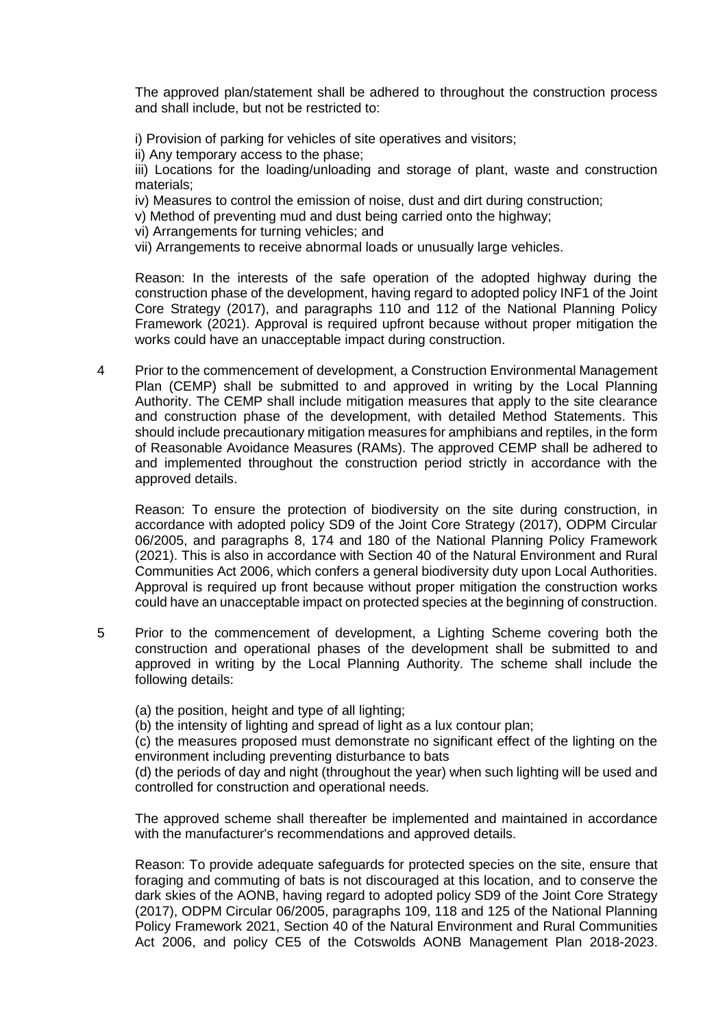The approved plan/statement shall be adhered to throughout the construction process and shall include, but not be restricted to:

i) Provision of parking for vehicles of site operatives and visitors;
ii) Any temporary access to the phase;
iii) Locations for the loading/unloading and storage of plant, waste and construction materials;
iv) Measures to control the emission of noise, dust and dirt during construction;
v) Method of preventing mud and dust being carried onto the highway;
vi) Arrangements for turning vehicles; and
vii) Arrangements to receive abnormal loads or unusually large vehicles.

Reason: In the interests of the safe operation of the adopted highway during the construction phase of the development, having regard to adopted policy INF1 of the Joint Core Strategy (2017), and paragraphs 110 and 112 of the National Planning Policy Framework (2021). Approval is required upfront because without proper mitigation the works could have an unacceptable impact during construction.

4 Prior to the commencement of development, a Construction Environmental Management Plan (CEMP) shall be submitted to and approved in writing by the Local Planning Authority. The CEMP shall include mitigation measures that apply to the site clearance and construction phase of the development, with detailed Method Statements. This should include precautionary mitigation measures for amphibians and reptiles, in the form of Reasonable Avoidance Measures (RAMs). The approved CEMP shall be adhered to and implemented throughout the construction period strictly in accordance with the approved details.

Reason: To ensure the protection of biodiversity on the site during construction, in accordance with adopted policy SD9 of the Joint Core Strategy (2017), ODPM Circular 06/2005, and paragraphs 8, 174 and 180 of the National Planning Policy Framework (2021). This is also in accordance with Section 40 of the Natural Environment and Rural Communities Act 2006, which confers a general biodiversity duty upon Local Authorities. Approval is required up front because without proper mitigation the construction works could have an unacceptable impact on protected species at the beginning of construction.

5 Prior to the commencement of development, a Lighting Scheme covering both the construction and operational phases of the development shall be submitted to and approved in writing by the Local Planning Authority. The scheme shall include the following details:

(a) the position, height and type of all lighting;
(b) the intensity of lighting and spread of light as a lux contour plan;
(c) the measures proposed must demonstrate no significant effect of the lighting on the environment including preventing disturbance to bats
(d) the periods of day and night (throughout the year) when such lighting will be used and controlled for construction and operational needs.

The approved scheme shall thereafter be implemented and maintained in accordance with the manufacturer's recommendations and approved details.

Reason: To provide adequate safeguards for protected species on the site, ensure that foraging and commuting of bats is not discouraged at this location, and to conserve the dark skies of the AONB, having regard to adopted policy SD9 of the Joint Core Strategy (2017), ODPM Circular 06/2005, paragraphs 109, 118 and 125 of the National Planning Policy Framework 2021, Section 40 of the Natural Environment and Rural Communities Act 2006, and policy CE5 of the Cotswolds AONB Management Plan 2018-2023.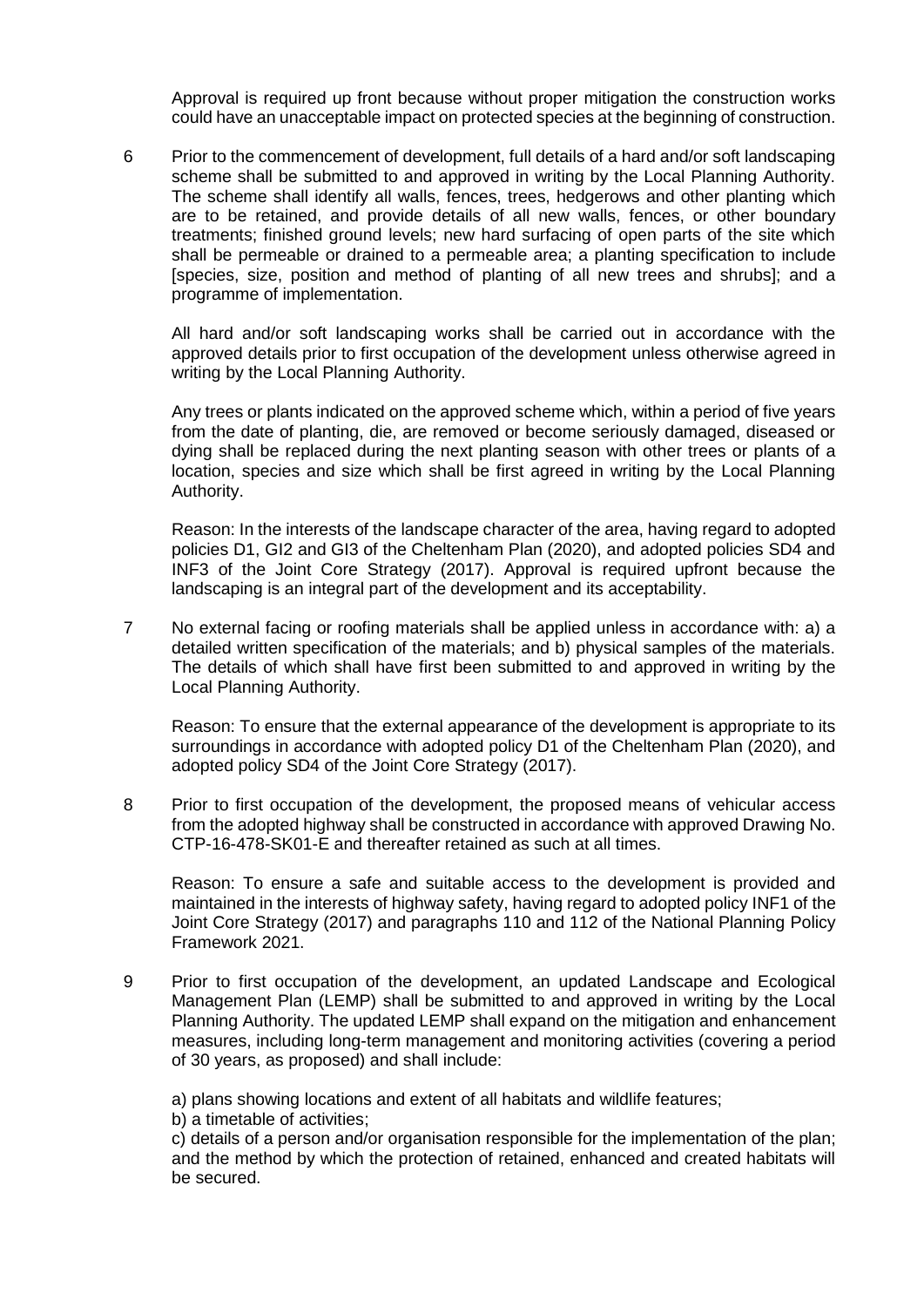Approval is required up front because without proper mitigation the construction works could have an unacceptable impact on protected species at the beginning of construction.

6 Prior to the commencement of development, full details of a hard and/or soft landscaping scheme shall be submitted to and approved in writing by the Local Planning Authority. The scheme shall identify all walls, fences, trees, hedgerows and other planting which are to be retained, and provide details of all new walls, fences, or other boundary treatments; finished ground levels; new hard surfacing of open parts of the site which shall be permeable or drained to a permeable area; a planting specification to include [species, size, position and method of planting of all new trees and shrubs]; and a programme of implementation.

All hard and/or soft landscaping works shall be carried out in accordance with the approved details prior to first occupation of the development unless otherwise agreed in writing by the Local Planning Authority.

Any trees or plants indicated on the approved scheme which, within a period of five years from the date of planting, die, are removed or become seriously damaged, diseased or dying shall be replaced during the next planting season with other trees or plants of a location, species and size which shall be first agreed in writing by the Local Planning Authority.

Reason: In the interests of the landscape character of the area, having regard to adopted policies D1, GI2 and GI3 of the Cheltenham Plan (2020), and adopted policies SD4 and INF3 of the Joint Core Strategy (2017). Approval is required upfront because the landscaping is an integral part of the development and its acceptability.

7 No external facing or roofing materials shall be applied unless in accordance with: a) a detailed written specification of the materials; and b) physical samples of the materials. The details of which shall have first been submitted to and approved in writing by the Local Planning Authority.

Reason: To ensure that the external appearance of the development is appropriate to its surroundings in accordance with adopted policy D1 of the Cheltenham Plan (2020), and adopted policy SD4 of the Joint Core Strategy (2017).

8 Prior to first occupation of the development, the proposed means of vehicular access from the adopted highway shall be constructed in accordance with approved Drawing No. CTP-16-478-SK01-E and thereafter retained as such at all times.

Reason: To ensure a safe and suitable access to the development is provided and maintained in the interests of highway safety, having regard to adopted policy INF1 of the Joint Core Strategy (2017) and paragraphs 110 and 112 of the National Planning Policy Framework 2021.

9 Prior to first occupation of the development, an updated Landscape and Ecological Management Plan (LEMP) shall be submitted to and approved in writing by the Local Planning Authority. The updated LEMP shall expand on the mitigation and enhancement measures, including long-term management and monitoring activities (covering a period of 30 years, as proposed) and shall include:

a) plans showing locations and extent of all habitats and wildlife features;
b) a timetable of activities;
c) details of a person and/or organisation responsible for the implementation of the plan; and the method by which the protection of retained, enhanced and created habitats will be secured.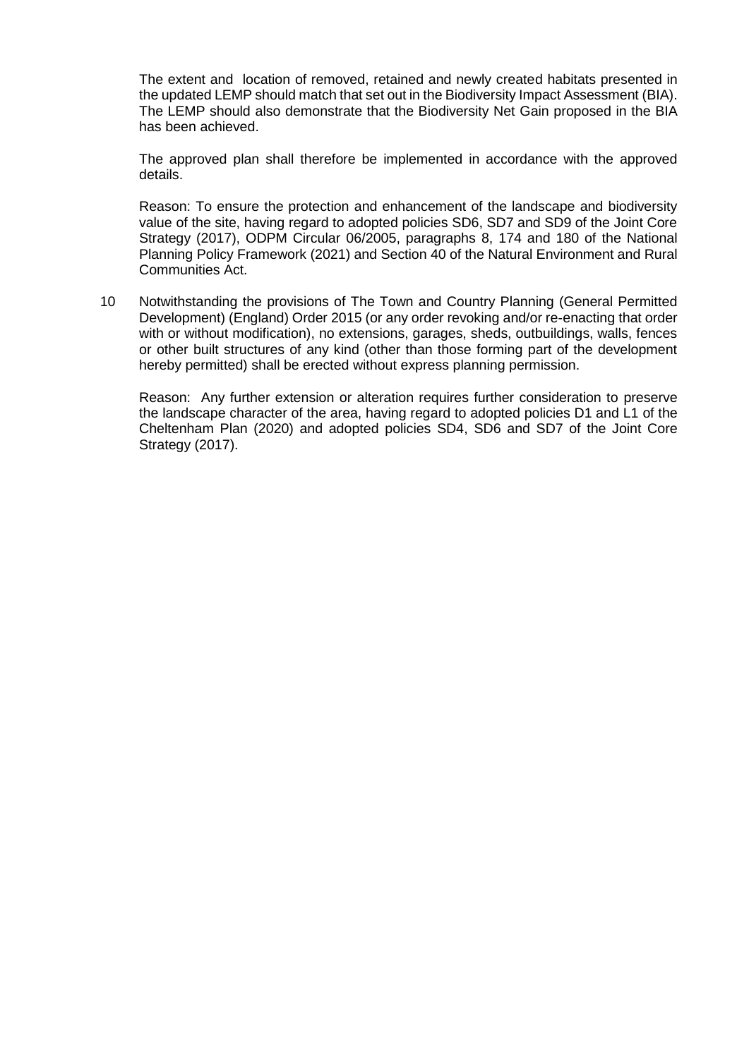The extent and location of removed, retained and newly created habitats presented in the updated LEMP should match that set out in the Biodiversity Impact Assessment (BIA). The LEMP should also demonstrate that the Biodiversity Net Gain proposed in the BIA has been achieved.

The approved plan shall therefore be implemented in accordance with the approved details.

Reason: To ensure the protection and enhancement of the landscape and biodiversity value of the site, having regard to adopted policies SD6, SD7 and SD9 of the Joint Core Strategy (2017), ODPM Circular 06/2005, paragraphs 8, 174 and 180 of the National Planning Policy Framework (2021) and Section 40 of the Natural Environment and Rural Communities Act.

10 Notwithstanding the provisions of The Town and Country Planning (General Permitted Development) (England) Order 2015 (or any order revoking and/or re-enacting that order with or without modification), no extensions, garages, sheds, outbuildings, walls, fences or other built structures of any kind (other than those forming part of the development hereby permitted) shall be erected without express planning permission.

Reason: Any further extension or alteration requires further consideration to preserve the landscape character of the area, having regard to adopted policies D1 and L1 of the Cheltenham Plan (2020) and adopted policies SD4, SD6 and SD7 of the Joint Core Strategy (2017).